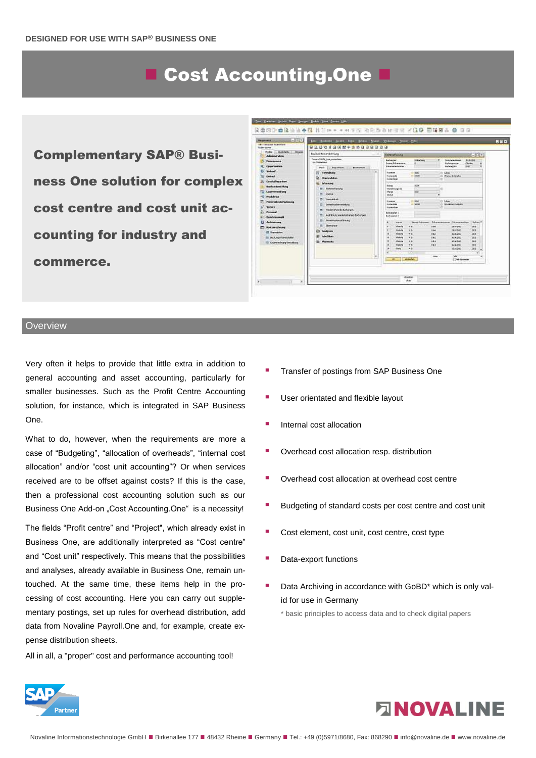DESIGNED FOR USE WITH SAP® BUSINESS ONE

# ■ Cost Accounting.One ■

**Complementary SAP® Business One solution for complex cost centre and cost unit accounting for industry and commerce.**

## Overview

Very often it helps to provide that little extra in addition to general accounting and asset accounting, particularly for smaller businesses. Such as the Profit Centre Accounting solution, for instance, which is integrated in SAP Business One.

What to do, however, when the requirements are more a case of “Budgeting”, “allocation of overheads”, “internal cost allocation” and/or “cost unit accounting”? Or when services received are to be offset against costs? If this is the case, then a professional cost accounting solution such as our Business One Add-on „Cost Accounting.One“ is a necessity!

The fields “Profit centre” and “Project", which already exist in Business One, are additionally interpreted as “Cost centre” and “Cost unit” respectively. This means that the possibilities and analyses, already available in Business One, remain untouched. At the same time, these items help in the processing of cost accounting. Here you can carry out supplementary postings, set up rules for overhead distribution, add data from Novaline Payroll.One and, for example, create expense distribution sheets.

All in all, a "proper" cost and performance accounting tool!

- Transfer of postings from SAP Business One
- User orientated and flexible layout
- Internal cost allocation
- Overhead cost allocation resp. distribution
- Overhead cost allocation at overhead cost centre
- Budgeting of standard costs per cost centre and cost unit
- Cost element, cost unit, cost centre, cost type
- Data-export functions
- Data Archiving in accordance with GoBD* which is only valid for use in Germany

  \* basic principles to access data and to check digital papers

Novaline Informationstechnologie GmbH ■ Birkenallee 177 ■ 48432 Rheine ■ Germany ■ Tel.: +49 (0)5971/8680, Fax: 868290 ■ info@novaline.de ■ www.novaline.de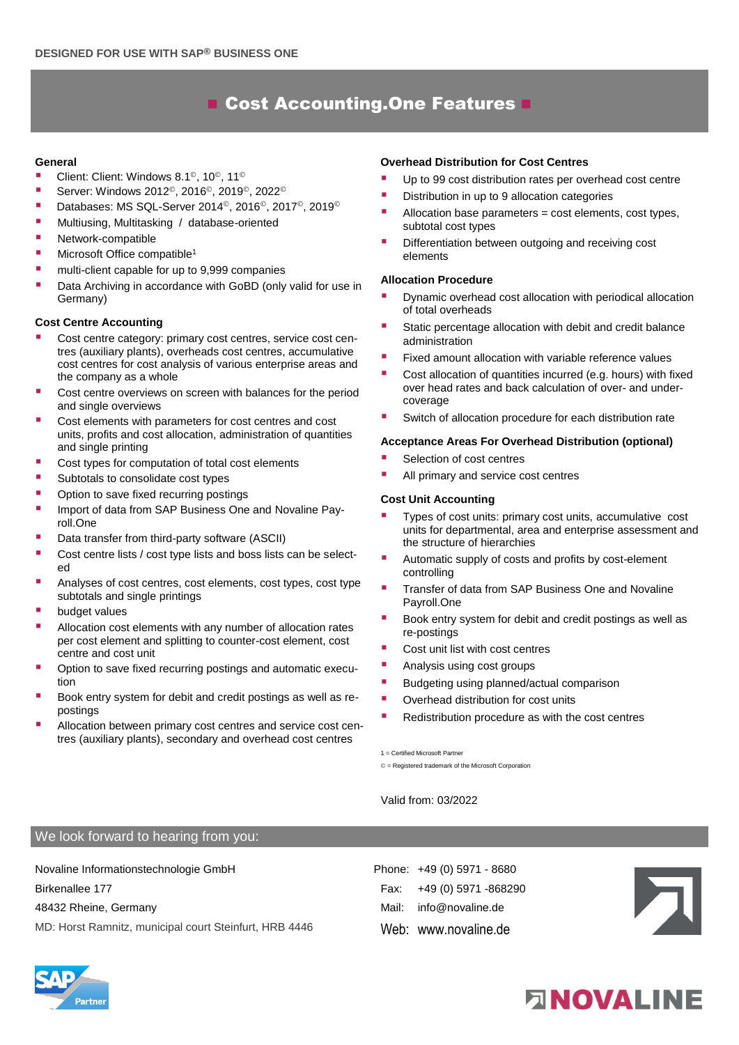DESIGNED FOR USE WITH SAP® BUSINESS ONE

# Cost Accounting.One Features

### General

- Client: Client: Windows 8.1©, 10©, 11©
- Server: Windows 2012©, 2016©, 2019©, 2022©
- Databases: MS SQL-Server 2014©, 2016©, 2017©, 2019©
- Multiusing, Multitasking / database-oriented
- Network-compatible
- Microsoft Office compatible[1]
- multi-client capable for up to 9,999 companies
- Data Archiving in accordance with GoBD (only valid for use in Germany)

### Cost Centre Accounting

- Cost centre category: primary cost centres, service cost centres (auxiliary plants), overheads cost centres, accumulative cost centres for cost analysis of various enterprise areas and the company as a whole
- Cost centre overviews on screen with balances for the period and single overviews
- Cost elements with parameters for cost centres and cost units, profits and cost allocation, administration of quantities and single printing
- Cost types for computation of total cost elements
- Subtotals to consolidate cost types
- Option to save fixed recurring postings
- Import of data from SAP Business One and Novaline Payroll.One
- Data transfer from third-party software (ASCII)
- Cost centre lists / cost type lists and boss lists can be selected
- Analyses of cost centres, cost elements, cost types, cost type subtotals and single printings
- budget values
- Allocation cost elements with any number of allocation rates per cost element and splitting to counter-cost element, cost centre and cost unit
- Option to save fixed recurring postings and automatic execution
- Book entry system for debit and credit postings as well as re-postings
- Allocation between primary cost centres and service cost centres (auxiliary plants), secondary and overhead cost centres

### Overhead Distribution for Cost Centres

- Up to 99 cost distribution rates per overhead cost centre
- Distribution in up to 9 allocation categories
- Allocation base parameters = cost elements, cost types, subtotal cost types
- Differentiation between outgoing and receiving cost elements

### Allocation Procedure

- Dynamic overhead cost allocation with periodical allocation of total overheads
- Static percentage allocation with debit and credit balance administration
- Fixed amount allocation with variable reference values
- Cost allocation of quantities incurred (e.g. hours) with fixed over head rates and back calculation of over- and under-coverage
- Switch of allocation procedure for each distribution rate

### Acceptance Areas For Overhead Distribution (optional)

- Selection of cost centres
- All primary and service cost centres

### Cost Unit Accounting

- Types of cost units: primary cost units, accumulative cost units for departmental, area and enterprise assessment and the structure of hierarchies
- Automatic supply of costs and profits by cost-element controlling
- Transfer of data from SAP Business One and Novaline Payroll.One
- Book entry system for debit and credit postings as well as re-postings
- Cost unit list with cost centres
- Analysis using cost groups
- Budgeting using planned/actual comparison
- Overhead distribution for cost units
- Redistribution procedure as with the cost centres

1 = Certified Microsoft Partner

© = Registered trademark of the Microsoft Corporation

Valid from: 03/2022

## We look forward to hearing from you:

Novaline Informationstechnologie GmbH
Birkenallee 177
48432 Rheine, Germany
MD: Horst Ramnitz, municipal court Steinfurt, HRB 4446

Phone: +49 (0) 5971 - 8680
Fax: +49 (0) 5971 -868290
Mail: info@novaline.de
Web: www.novaline.de

SAP Partner

NOVALINE